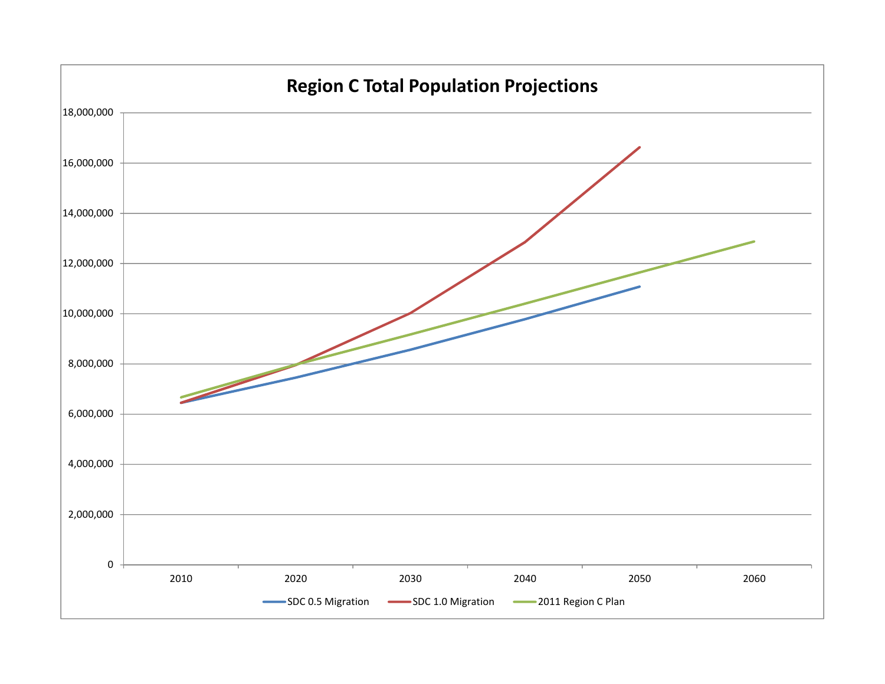# Region C Total Population Projections

18,000,000
16,000,000
14,000,000
12,000,000
10,000,000
8,000,000
6,000,000
4,000,000
2,000,000
0

2010 2020 2030 2040 2050 2060

SDC 0.5 Migration — SDC 1.0 Migration — 2011 Region C Plan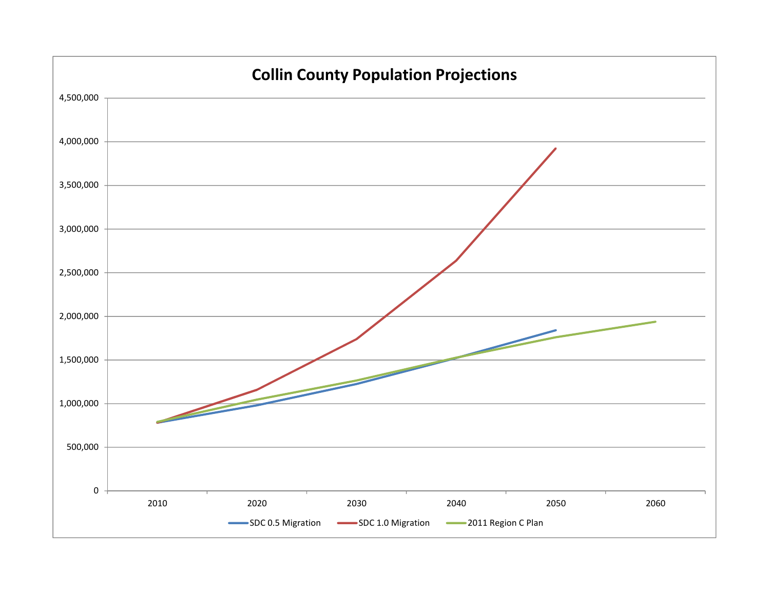## Collin County Population Projections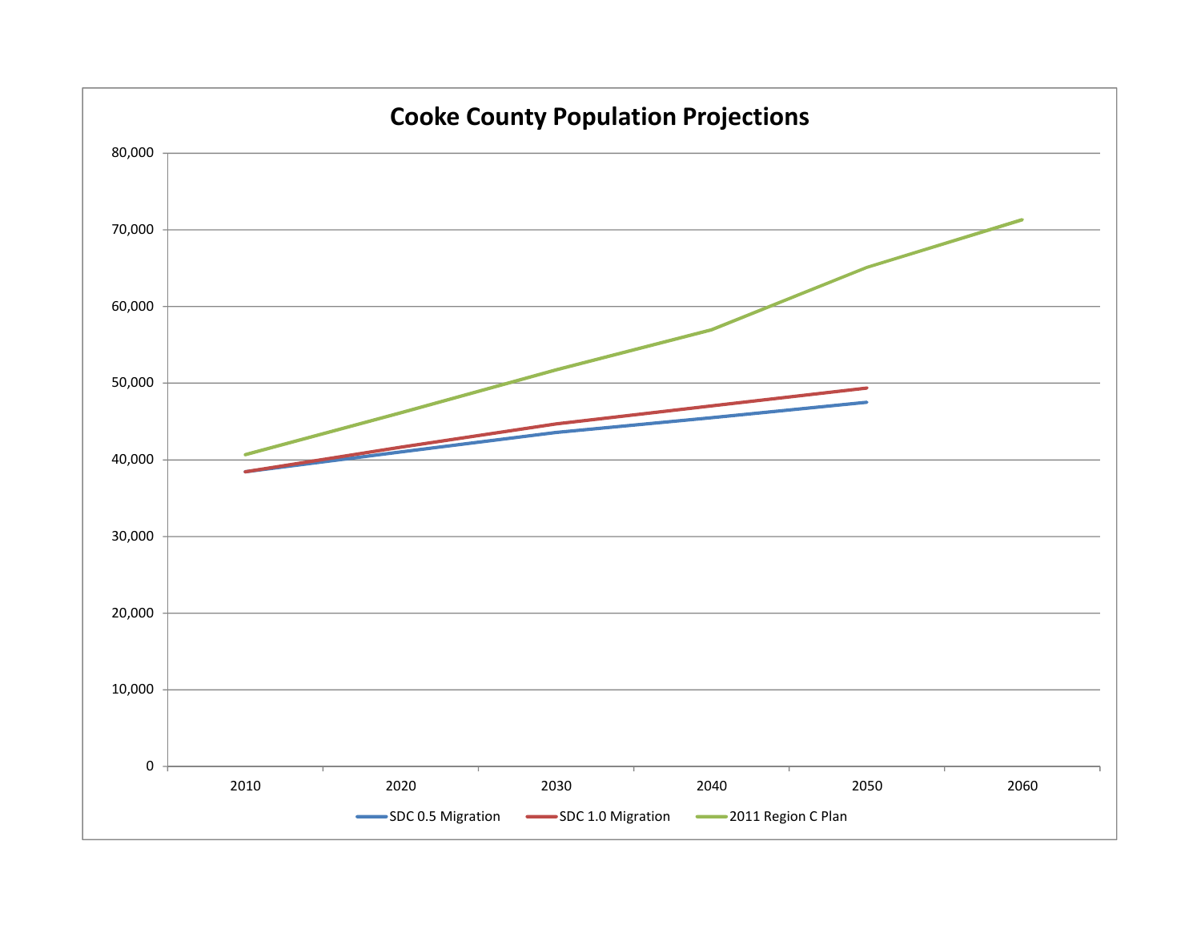# Cooke County Population Projections

80,000

70,000

60,000

50,000

40,000

30,000

20,000

10,000

0

2010 2020 2030 2040 2050 2060

SDC 0.5 Migration SDC 1.0 Migration 2011 Region C Plan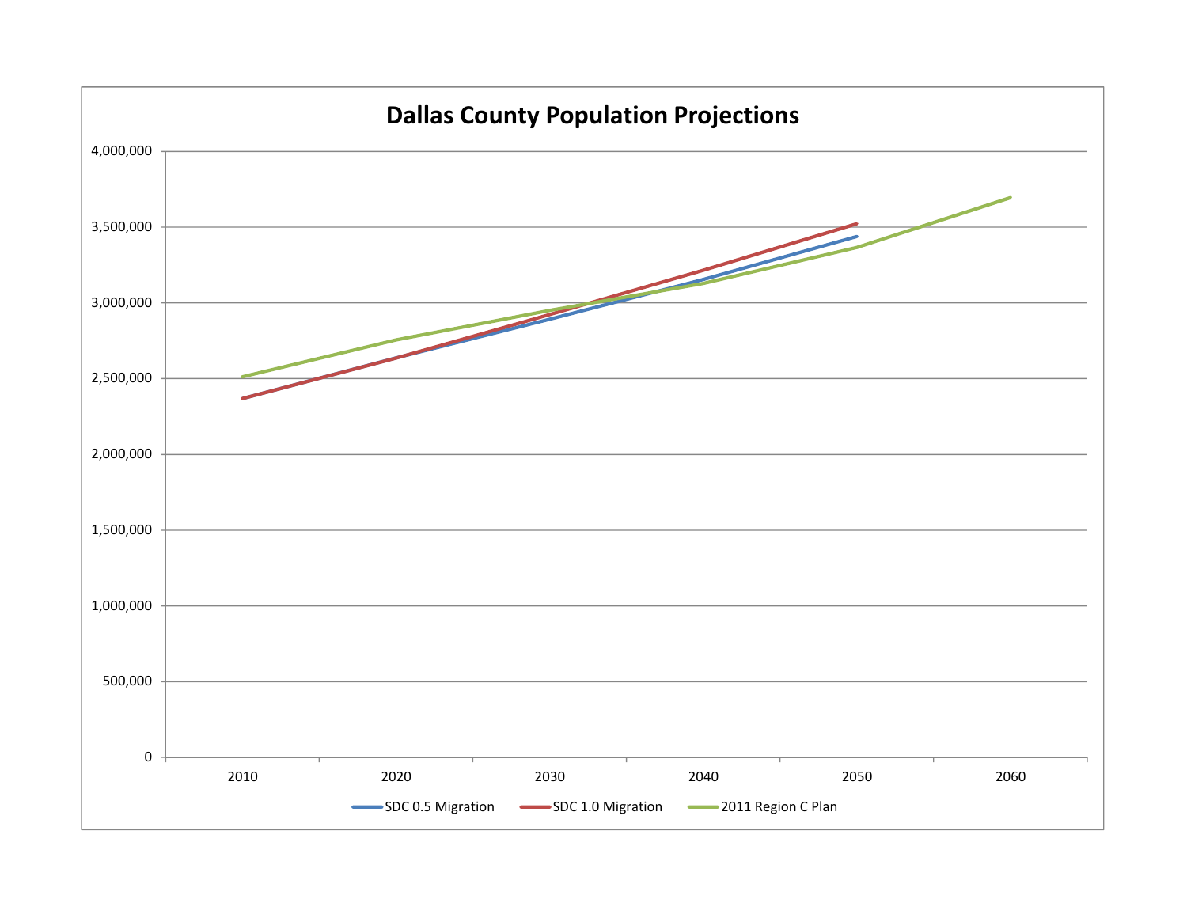# Dallas County Population Projections

| | 2010 | 2020 | 2030 | 2040 | 2050 | 2060 |
|---|---|---|---|---|---|---|
| SDC 0.5 Migration | | | | | | |
| SDC 1.0 Migration | | | | | | |
| 2011 Region C Plan | | | | | | |

Y-axis: 0; 500,000; 1,000,000; 1,500,000; 2,000,000; 2,500,000; 3,000,000; 3,500,000; 4,000,000

Legend: SDC 0.5 Migration, SDC 1.0 Migration, 2011 Region C Plan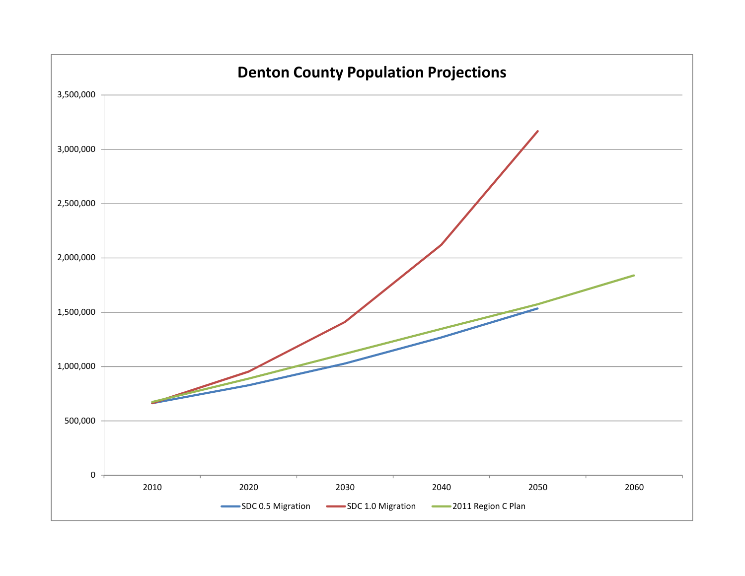**Denton County Population Projections**

3,500,000

3,000,000

2,500,000

2,000,000

1,500,000

1,000,000

500,000

0

2010 2020 2030 2040 2050 2060

SDC 0.5 Migration SDC 1.0 Migration 2011 Region C Plan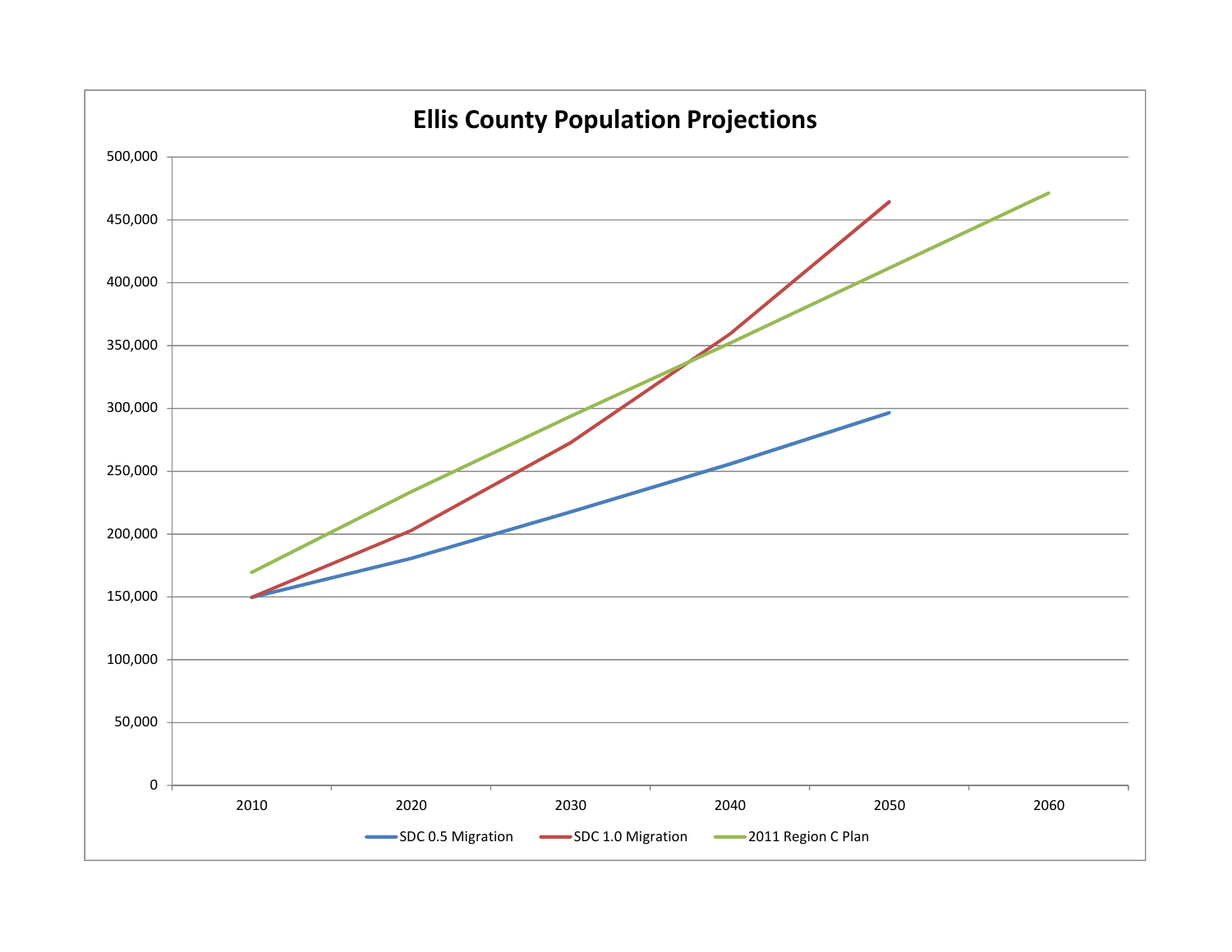## Ellis County Population Projections

| | 2010 | 2020 | 2030 | 2040 | 2050 | 2060 |
|---|---|---|---|---|---|---|

Y-axis: 0, 50,000, 100,000, 150,000, 200,000, 250,000, 300,000, 350,000, 400,000, 450,000, 500,000

Legend: SDC 0.5 Migration, SDC 1.0 Migration, 2011 Region C Plan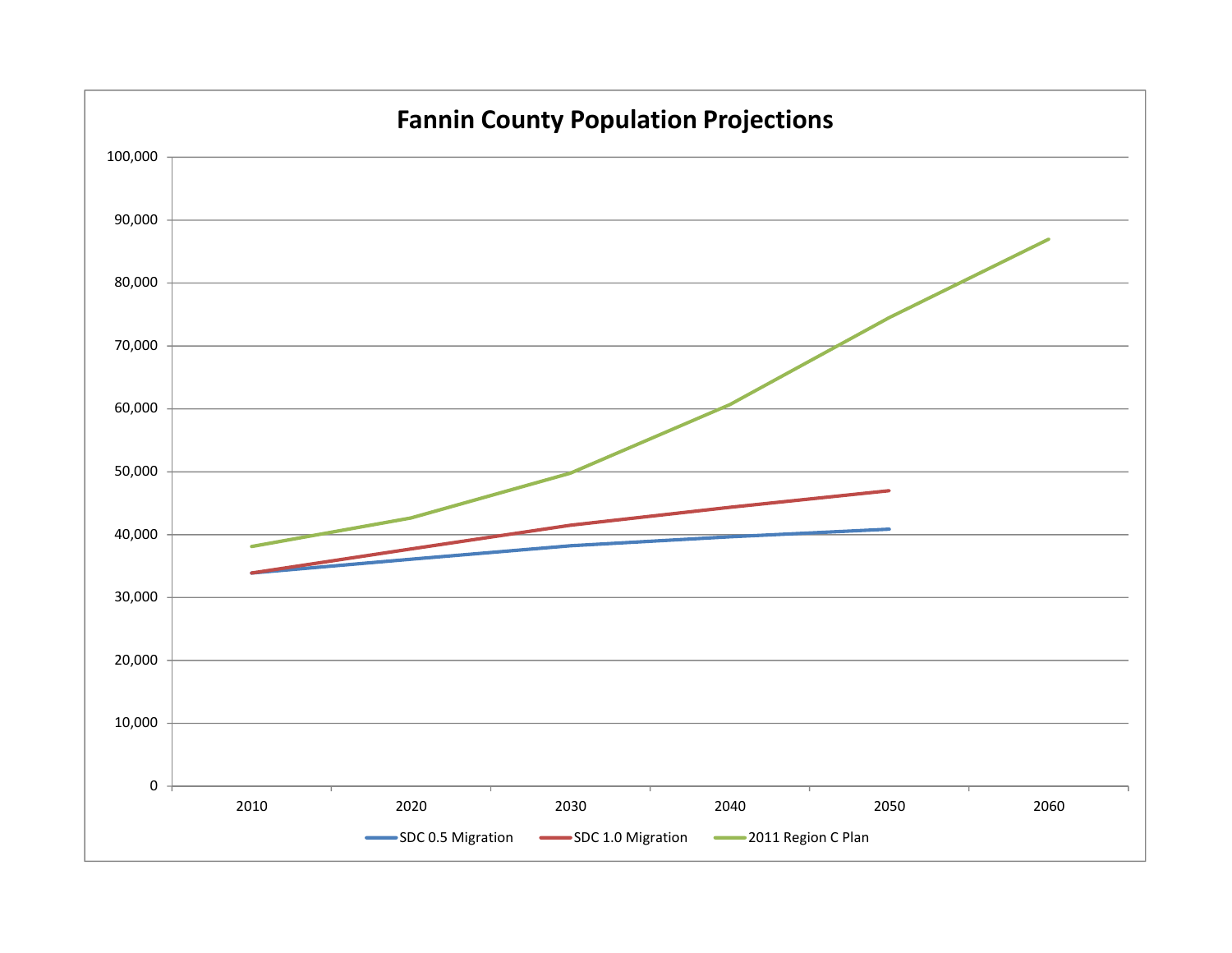## Fannin County Population Projections

100,000
90,000
80,000
70,000
60,000
50,000
40,000
30,000
20,000
10,000
0

2010 2020 2030 2040 2050 2060

SDC 0.5 Migration | SDC 1.0 Migration | 2011 Region C Plan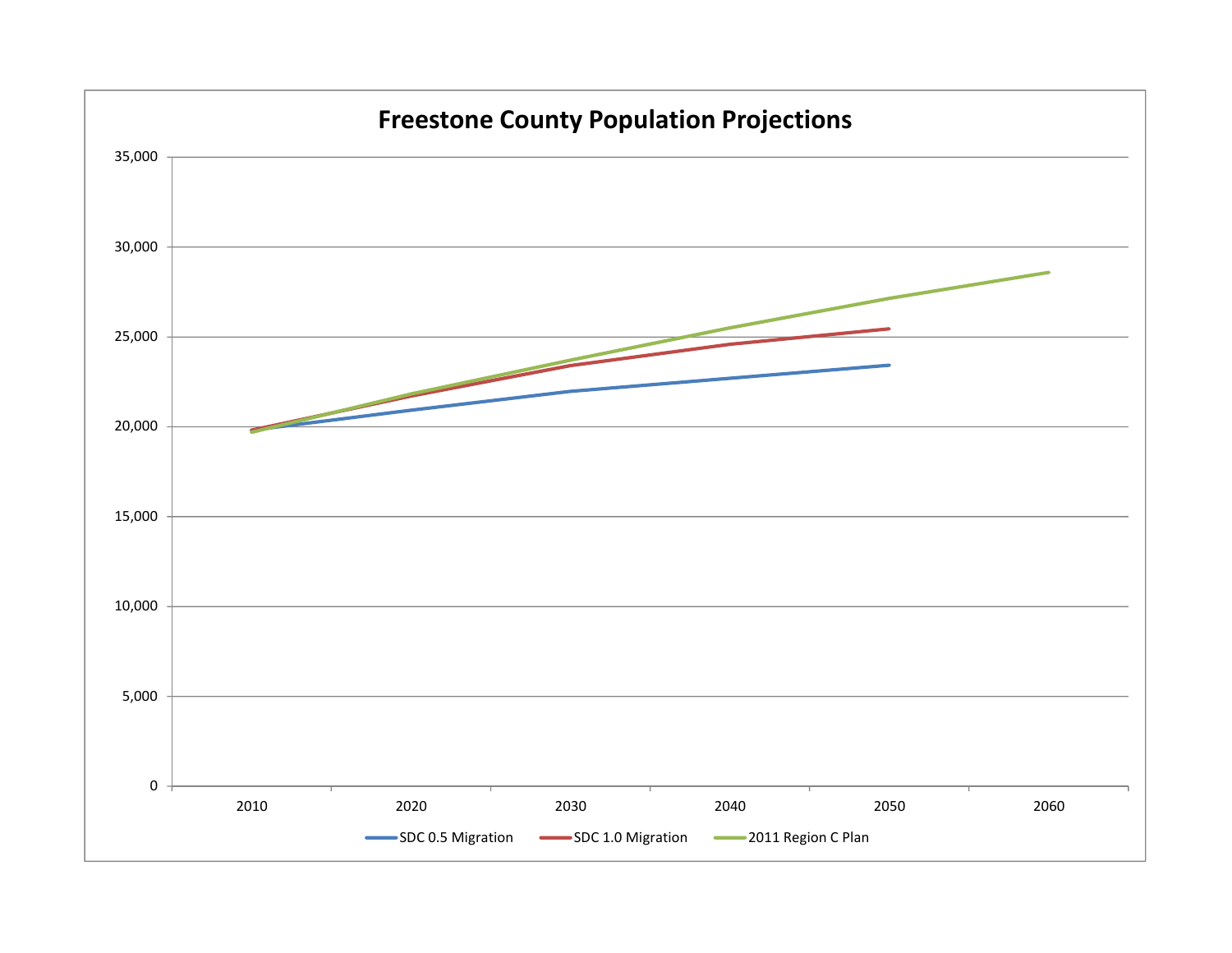# Freestone County Population Projections

35,000

30,000

25,000

20,000

15,000

10,000

5,000

0

2010 2020 2030 2040 2050 2060

SDC 0.5 Migration — SDC 1.0 Migration — 2011 Region C Plan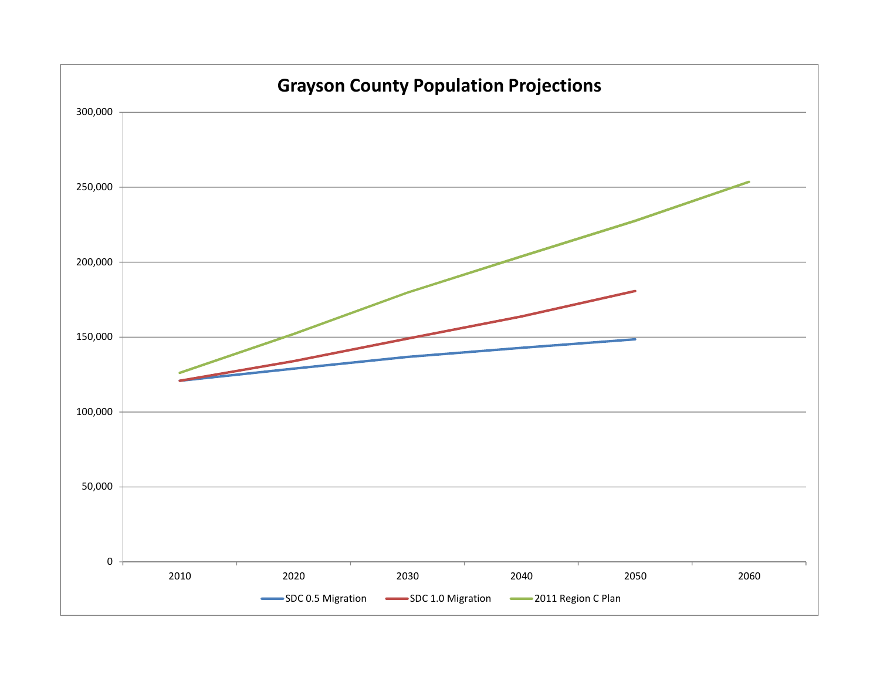## Grayson County Population Projections

300,000

250,000

200,000

150,000

100,000

50,000

0

2010 2020 2030 2040 2050 2060

SDC 0.5 Migration — SDC 1.0 Migration — 2011 Region C Plan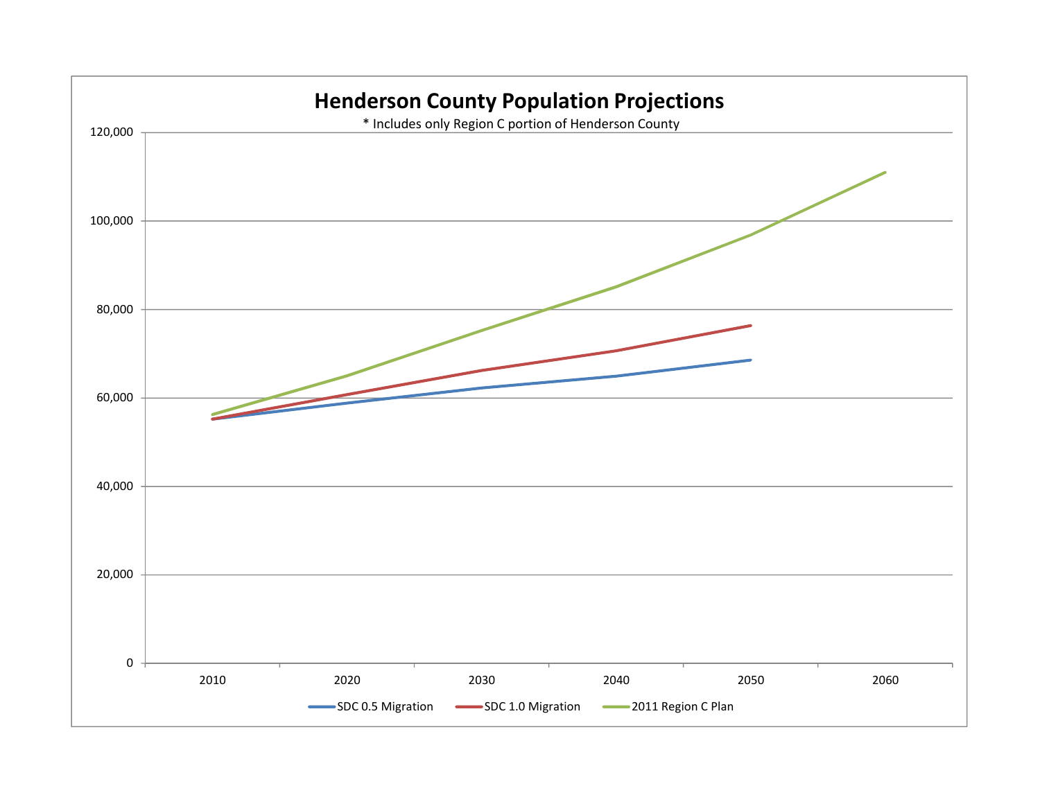# Henderson County Population Projections

\* Includes only Region C portion of Henderson County

120,000

100,000

80,000

60,000

40,000

20,000

0

2010 2020 2030 2040 2050 2060

SDC 0.5 Migration SDC 1.0 Migration 2011 Region C Plan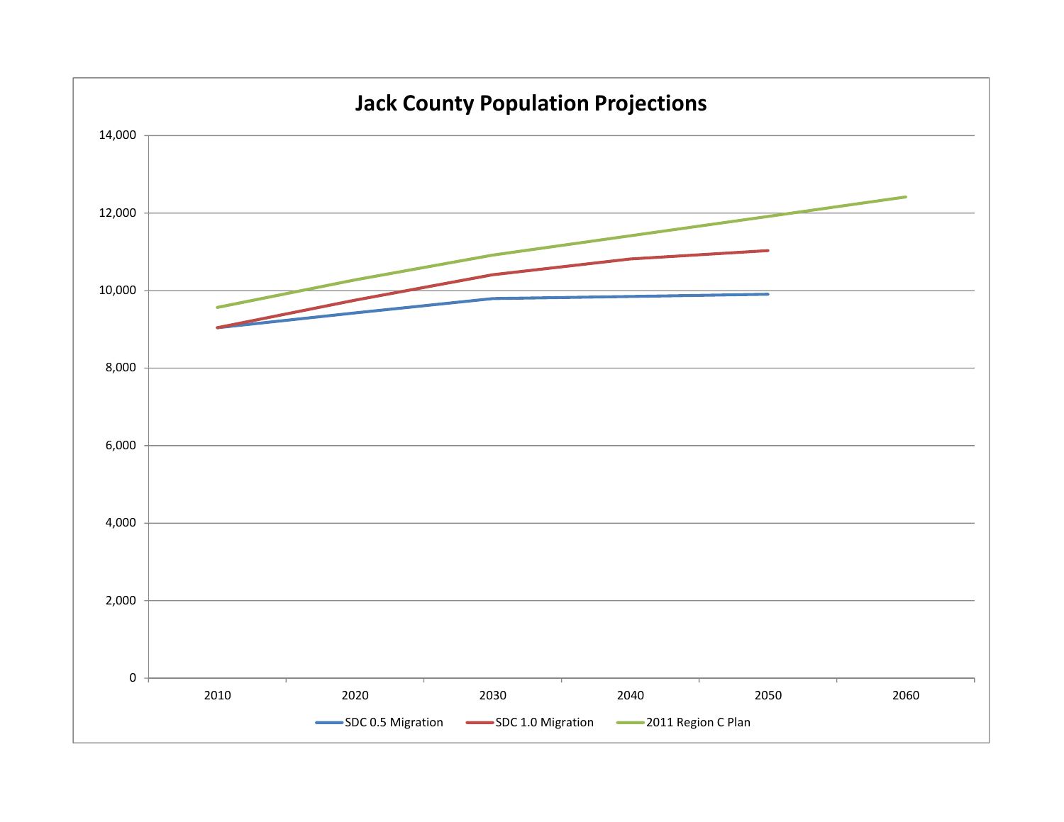# Jack County Population Projections

14,000
12,000
10,000
8,000
6,000
4,000
2,000
0

2010 2020 2030 2040 2050 2060

SDC 0.5 Migration — SDC 1.0 Migration — 2011 Region C Plan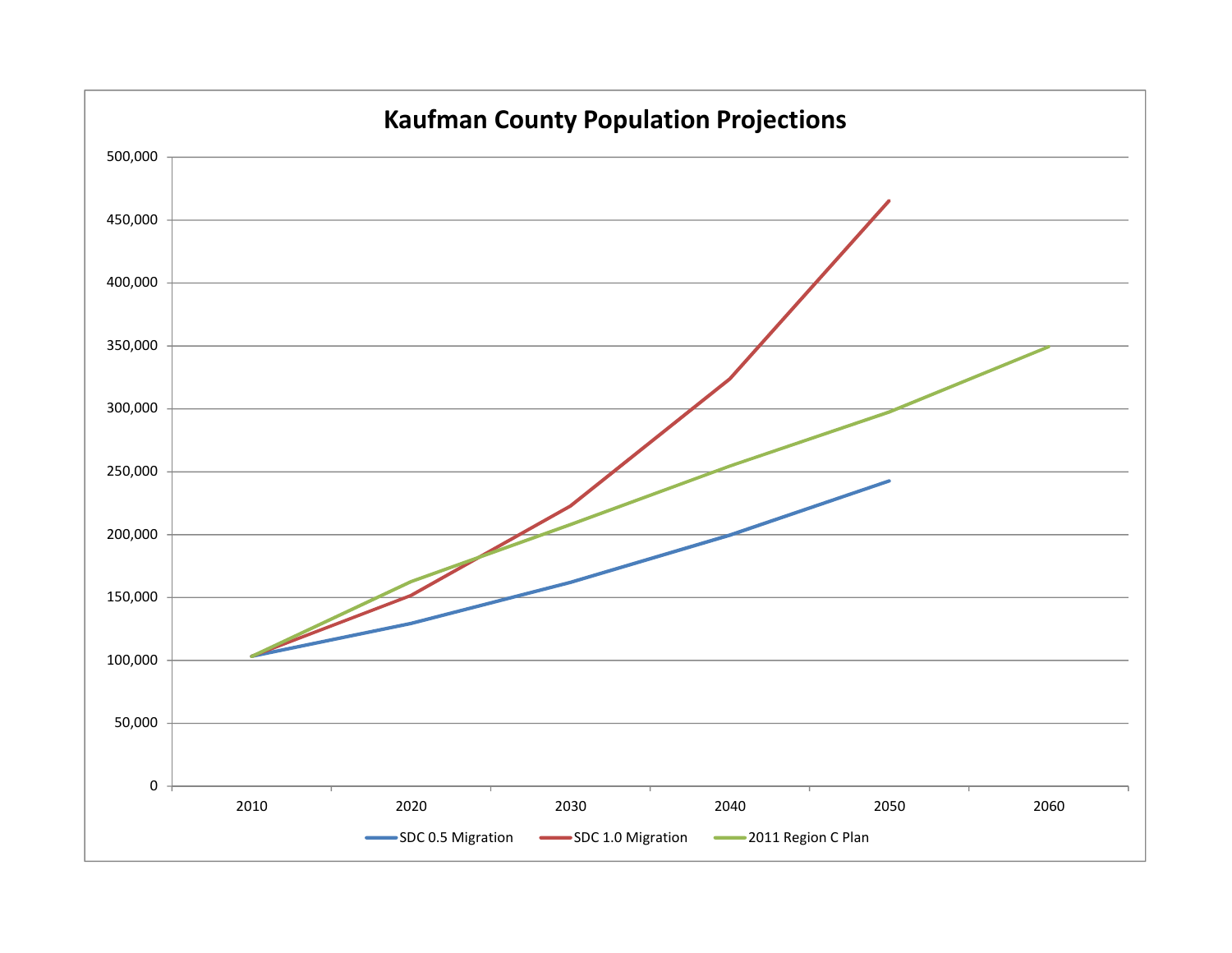# Kaufman County Population Projections

500,000
450,000
400,000
350,000
300,000
250,000
200,000
150,000
100,000
50,000
0

2010 2020 2030 2040 2050 2060

SDC 0.5 Migration
SDC 1.0 Migration
2011 Region C Plan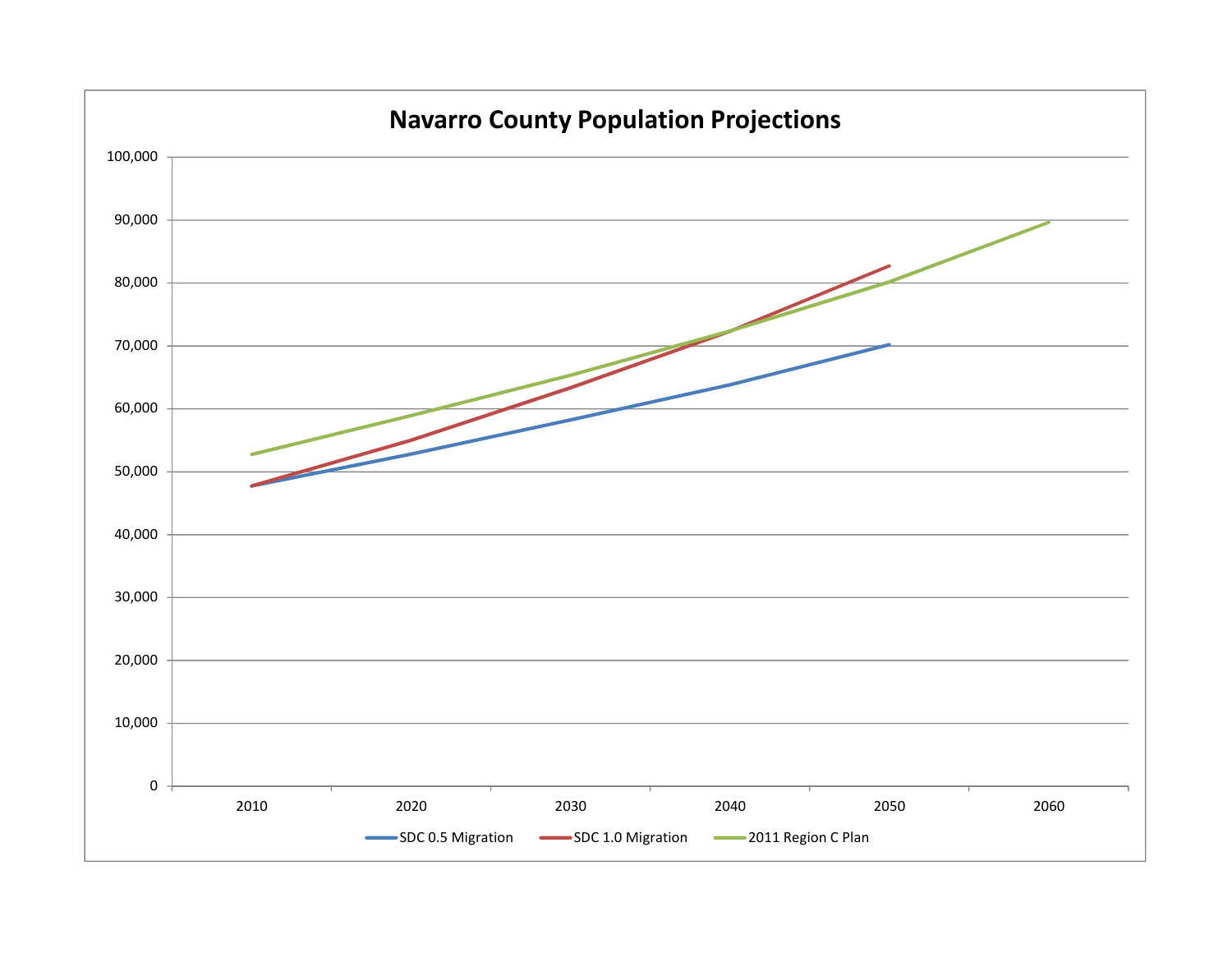# Navarro County Population Projections

100,000
90,000
80,000
70,000
60,000
50,000
40,000
30,000
20,000
10,000
0

2010 2020 2030 2040 2050 2060

SDC 0.5 Migration SDC 1.0 Migration 2011 Region C Plan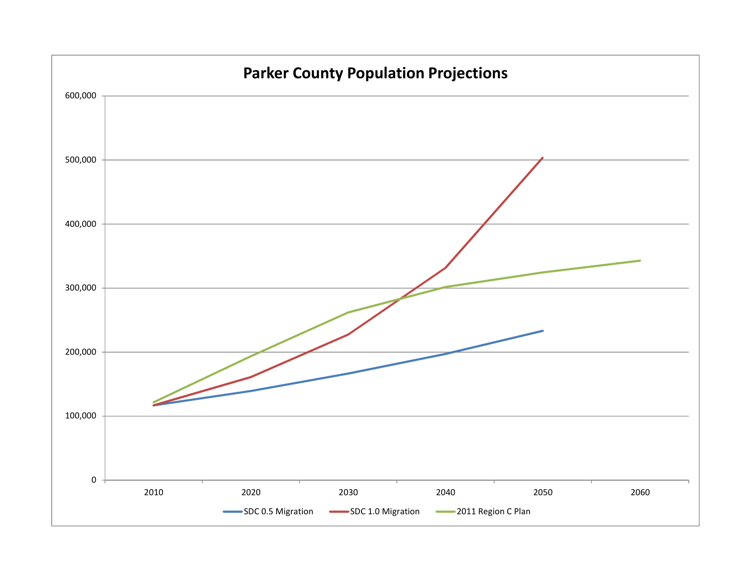# Parker County Population Projections

600,000

500,000

400,000

300,000

200,000

100,000

0

2010 2020 2030 2040 2050 2060

SDC 0.5 Migration — SDC 1.0 Migration — 2011 Region C Plan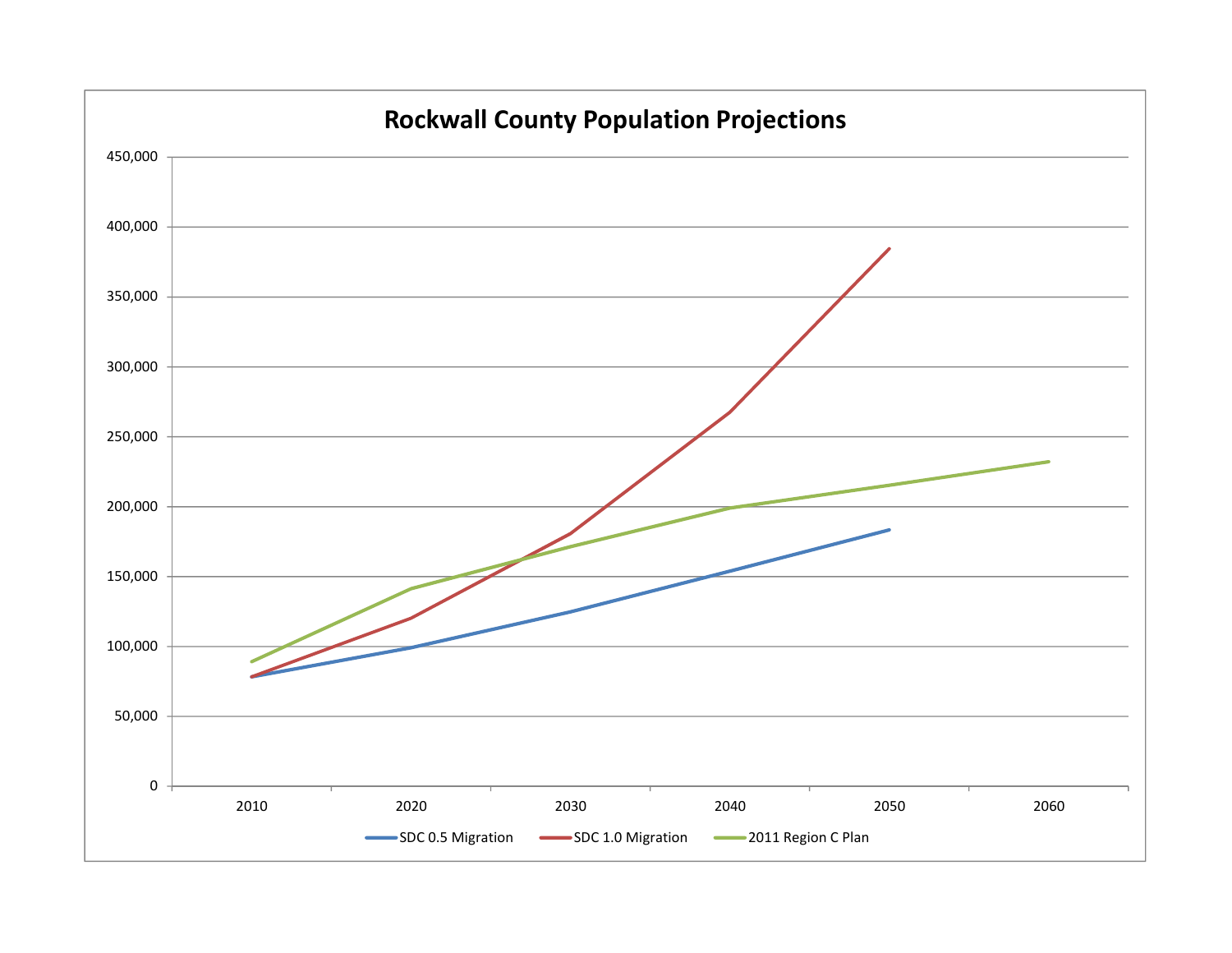# Rockwall County Population Projections

| | 2010 | 2020 | 2030 | 2040 | 2050 | 2060 |
|---|---|---|---|---|---|---|
| SDC 0.5 Migration | | | | | | |
| SDC 1.0 Migration | | | | | | |
| 2011 Region C Plan | | | | | | |

Y-axis: 0, 50,000, 100,000, 150,000, 200,000, 250,000, 300,000, 350,000, 400,000, 450,000

Legend: SDC 0.5 Migration, SDC 1.0 Migration, 2011 Region C Plan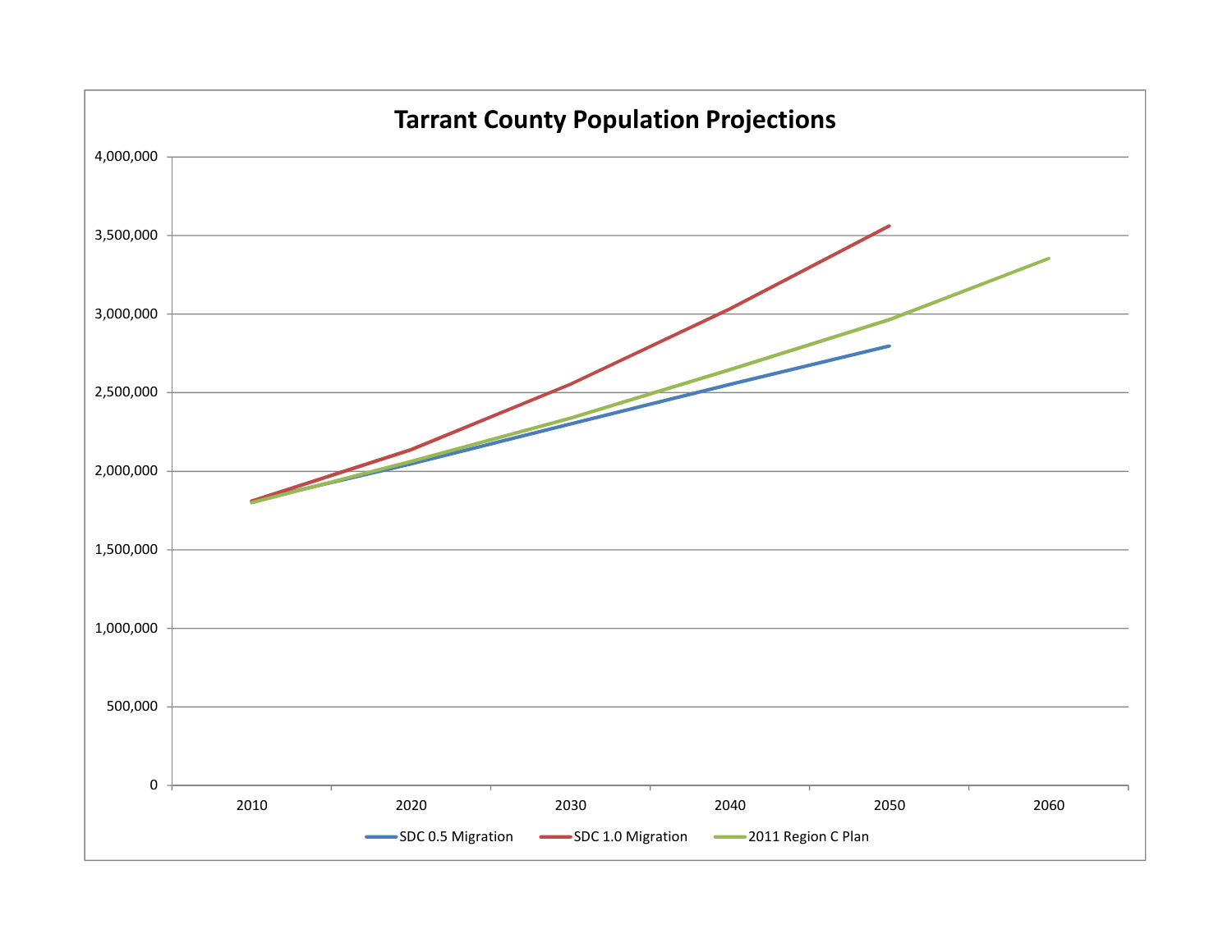# Tarrant County Population Projections

| Axis | Values |
|---|---|
| Y-axis | 0; 500,000; 1,000,000; 1,500,000; 2,000,000; 2,500,000; 3,000,000; 3,500,000; 4,000,000 |
| X-axis | 2010; 2020; 2030; 2040; 2050; 2060 |

Legend: SDC 0.5 Migration; SDC 1.0 Migration; 2011 Region C Plan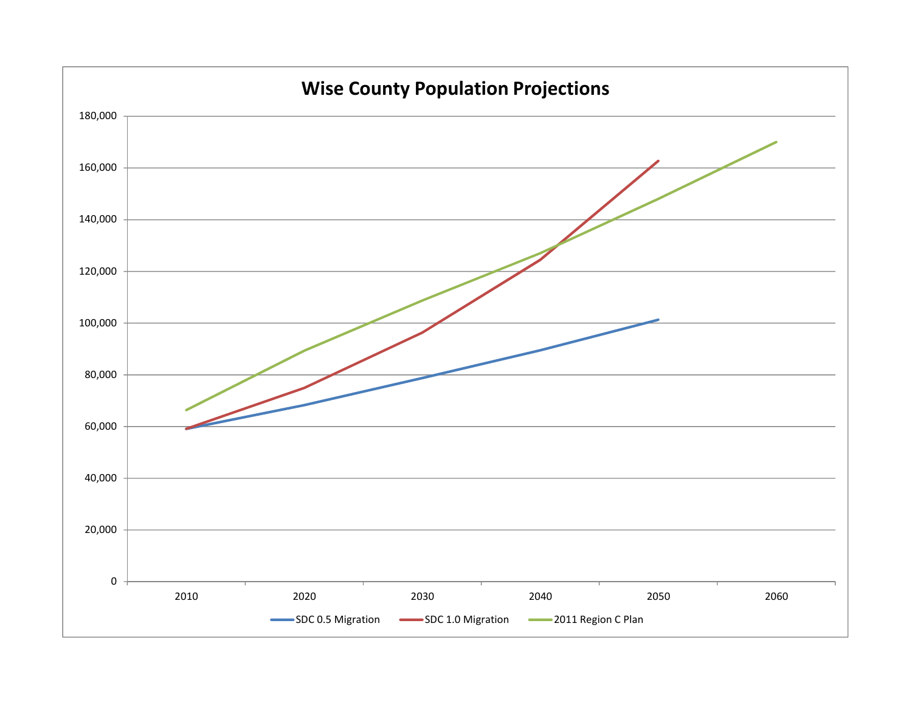Wise County Population Projections

180,000
160,000
140,000
120,000
100,000
80,000
60,000
40,000
20,000
0

2010
2020
2030
2040
2050
2060

SDC 0.5 Migration
SDC 1.0 Migration
2011 Region C Plan